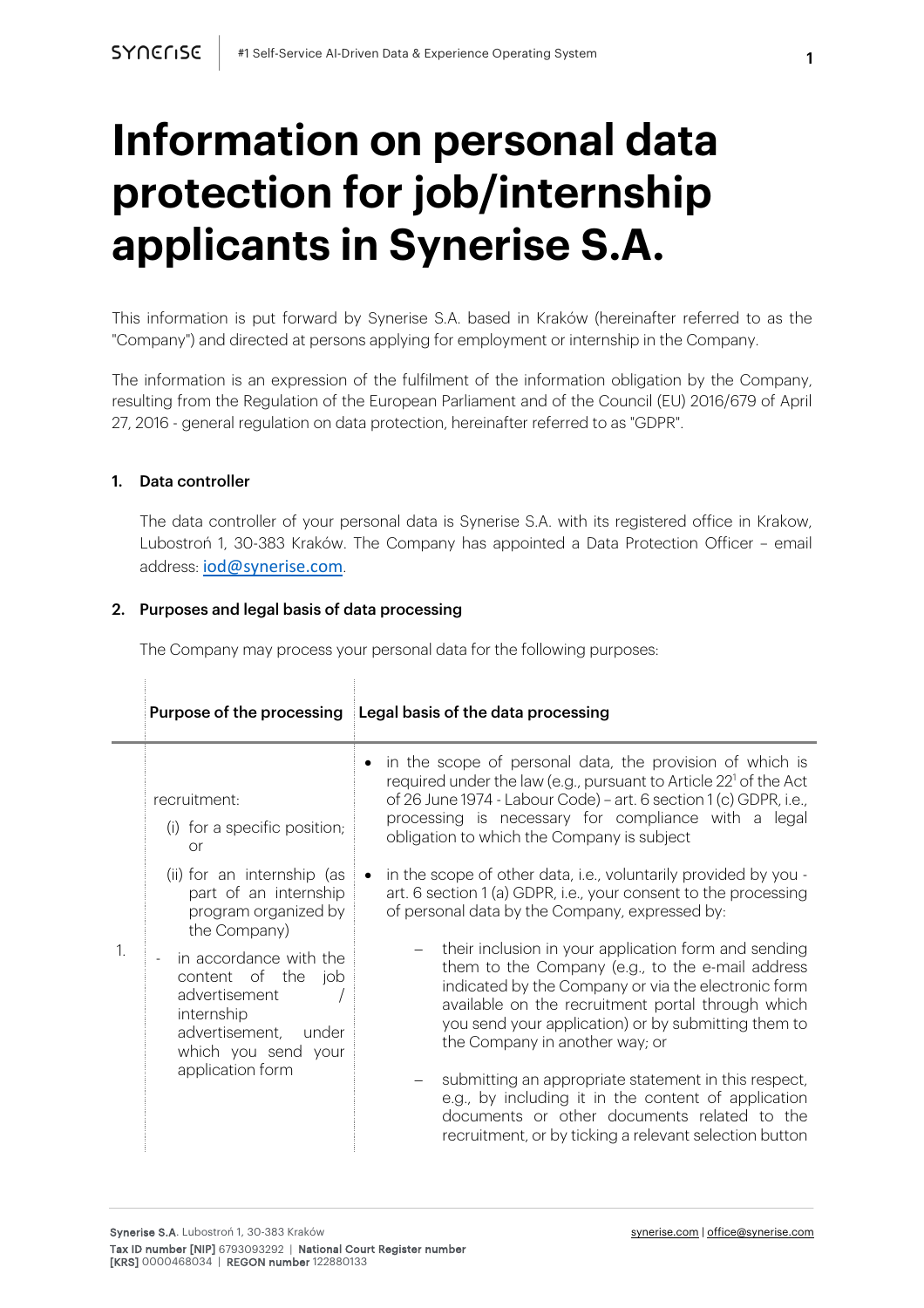# Information on personal data protection for job/internship applicants in Synerise S.A.

This information is put forward by Synerise S.A. based in Kraków (hereinafter referred to as the "Company") and directed at persons applying for employment or internship in the Company.

The information is an expression of the fulfilment of the information obligation by the Company, resulting from the Regulation of the European Parliament and of the Council (EU) 2016/679 of April 27, 2016 - general regulation on data protection, hereinafter referred to as "GDPR".

**1. Data controller**

The data controller of your personal data is Synerise S.A. with its registered office in Krakow, Lubostroń 1, 30-383 Kraków. The Company has appointed a Data Protection Officer – email address: iod@synerise.com.

**2. Purposes and legal basis of data processing**

The Company may process your personal data for the following purposes:

| | Purpose of the processing | Legal basis of the data processing |
|---|---|---|
| 1. | recruitment:<br>(i) for a specific position; or<br>(ii) for an internship (as part of an internship program organized by the Company)<br>- in accordance with the content of the job advertisement / internship advertisement, under which you send your application form | • in the scope of personal data, the provision of which is required under the law (e.g., pursuant to Article 22[1] of the Act of 26 June 1974 - Labour Code) – art. 6 section 1 (c) GDPR, i.e., processing is necessary for compliance with a legal obligation to which the Company is subject<br>• in the scope of other data, i.e., voluntarily provided by you - art. 6 section 1 (a) GDPR, i.e., your consent to the processing of personal data by the Company, expressed by:<br>– their inclusion in your application form and sending them to the Company (e.g., to the e-mail address indicated by the Company or via the electronic form available on the recruitment portal through which you send your application) or by submitting them to the Company in another way; or<br>– submitting an appropriate statement in this respect, e.g., by including it in the content of application documents or other documents related to the recruitment, or by ticking a relevant selection button |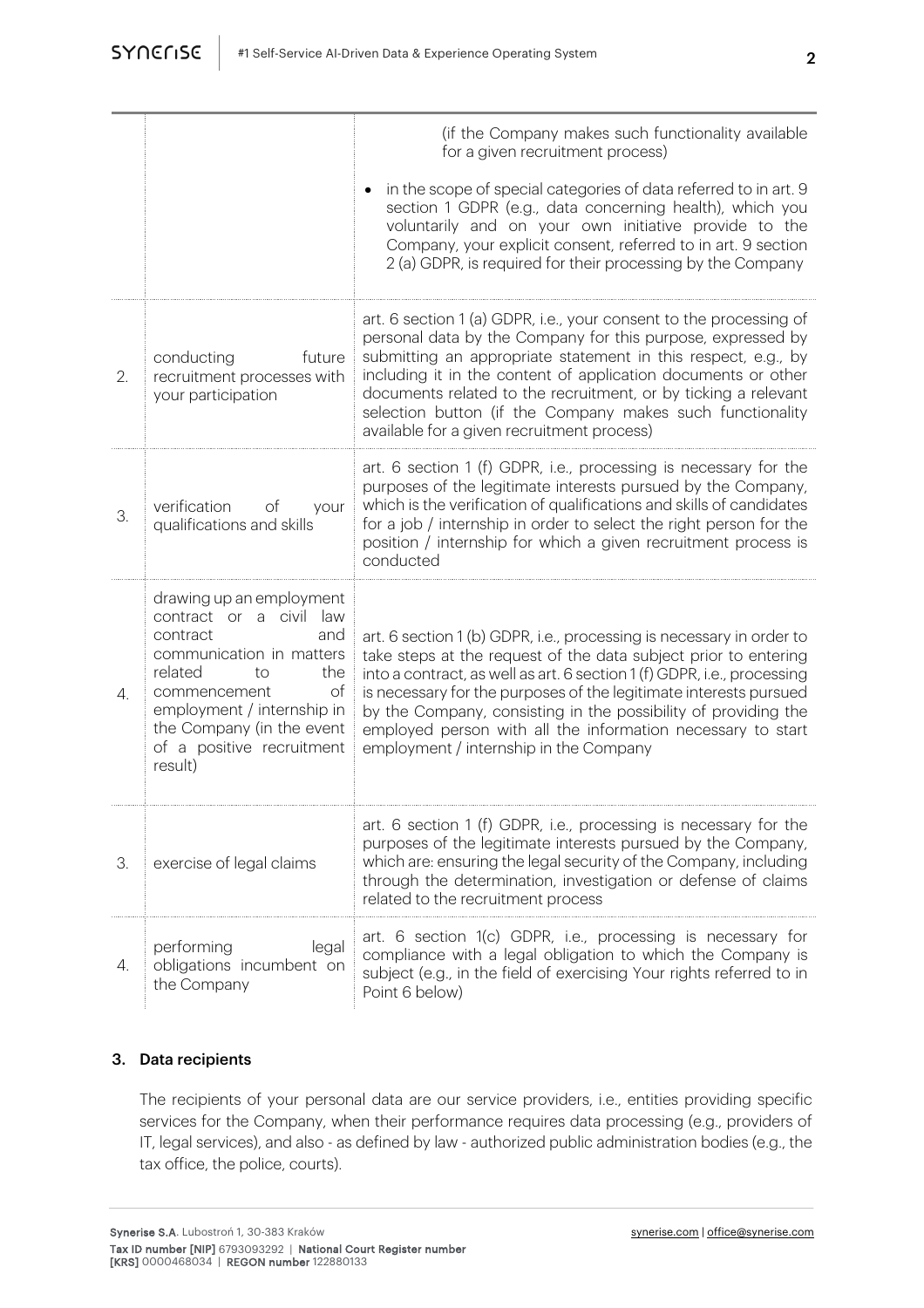| | | |
|---|---|---|
| | | (if the Company makes such functionality available for a given recruitment process)<br>• in the scope of special categories of data referred to in art. 9 section 1 GDPR (e.g., data concerning health), which you voluntarily and on your own initiative provide to the Company, your explicit consent, referred to in art. 9 section 2 (a) GDPR, is required for their processing by the Company |
| 2. | conducting future recruitment processes with your participation | art. 6 section 1 (a) GDPR, i.e., your consent to the processing of personal data by the Company for this purpose, expressed by submitting an appropriate statement in this respect, e.g., by including it in the content of application documents or other documents related to the recruitment, or by ticking a relevant selection button (if the Company makes such functionality available for a given recruitment process) |
| 3. | verification of your qualifications and skills | art. 6 section 1 (f) GDPR, i.e., processing is necessary for the purposes of the legitimate interests pursued by the Company, which is the verification of qualifications and skills of candidates for a job / internship in order to select the right person for the position / internship for which a given recruitment process is conducted |
| 4. | drawing up an employment contract or a civil law contract and communication in matters related to the commencement of employment / internship in the Company (in the event of a positive recruitment result) | art. 6 section 1 (b) GDPR, i.e., processing is necessary in order to take steps at the request of the data subject prior to entering into a contract, as well as art. 6 section 1 (f) GDPR, i.e., processing is necessary for the purposes of the legitimate interests pursued by the Company, consisting in the possibility of providing the employed person with all the information necessary to start employment / internship in the Company |
| 3. | exercise of legal claims | art. 6 section 1 (f) GDPR, i.e., processing is necessary for the purposes of the legitimate interests pursued by the Company, which are: ensuring the legal security of the Company, including through the determination, investigation or defense of claims related to the recruitment process |
| 4. | performing legal obligations incumbent on the Company | art. 6 section 1(c) GDPR, i.e., processing is necessary for compliance with a legal obligation to which the Company is subject (e.g., in the field of exercising Your rights referred to in Point 6 below) |

## 3. Data recipients

The recipients of your personal data are our service providers, i.e., entities providing specific services for the Company, when their performance requires data processing (e.g., providers of IT, legal services), and also - as defined by law - authorized public administration bodies (e.g., the tax office, the police, courts).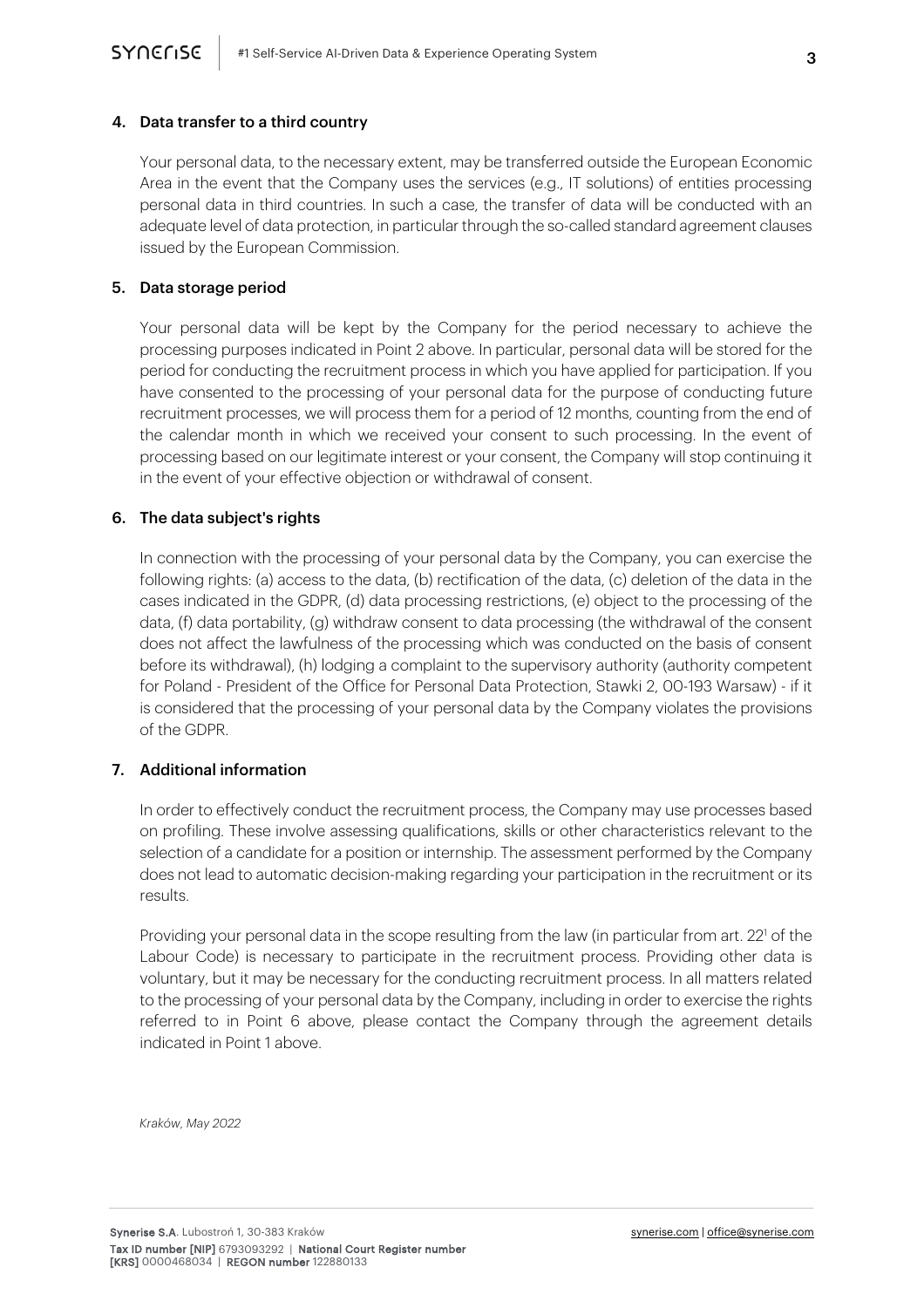## 4. Data transfer to a third country

Your personal data, to the necessary extent, may be transferred outside the European Economic Area in the event that the Company uses the services (e.g., IT solutions) of entities processing personal data in third countries. In such a case, the transfer of data will be conducted with an adequate level of data protection, in particular through the so-called standard agreement clauses issued by the European Commission.

## 5. Data storage period

Your personal data will be kept by the Company for the period necessary to achieve the processing purposes indicated in Point 2 above. In particular, personal data will be stored for the period for conducting the recruitment process in which you have applied for participation. If you have consented to the processing of your personal data for the purpose of conducting future recruitment processes, we will process them for a period of 12 months, counting from the end of the calendar month in which we received your consent to such processing. In the event of processing based on our legitimate interest or your consent, the Company will stop continuing it in the event of your effective objection or withdrawal of consent.

## 6. The data subject's rights

In connection with the processing of your personal data by the Company, you can exercise the following rights: (a) access to the data, (b) rectification of the data, (c) deletion of the data in the cases indicated in the GDPR, (d) data processing restrictions, (e) object to the processing of the data, (f) data portability, (g) withdraw consent to data processing (the withdrawal of the consent does not affect the lawfulness of the processing which was conducted on the basis of consent before its withdrawal), (h) lodging a complaint to the supervisory authority (authority competent for Poland - President of the Office for Personal Data Protection, Stawki 2, 00-193 Warsaw) - if it is considered that the processing of your personal data by the Company violates the provisions of the GDPR.

## 7. Additional information

In order to effectively conduct the recruitment process, the Company may use processes based on profiling. These involve assessing qualifications, skills or other characteristics relevant to the selection of a candidate for a position or internship. The assessment performed by the Company does not lead to automatic decision-making regarding your participation in the recruitment or its results.

Providing your personal data in the scope resulting from the law (in particular from art. 22[1] of the Labour Code) is necessary to participate in the recruitment process. Providing other data is voluntary, but it may be necessary for the conducting recruitment process. In all matters related to the processing of your personal data by the Company, including in order to exercise the rights referred to in Point 6 above, please contact the Company through the agreement details indicated in Point 1 above.

*Kraków, May 2022*

**Synerise S.A.** Lubostroń 1, 30-383 Kraków
**Tax ID number [NIP]** 6793093292 | **National Court Register number [KRS]** 0000468034 | **REGON number** 122880133

synerise.com | office@synerise.com